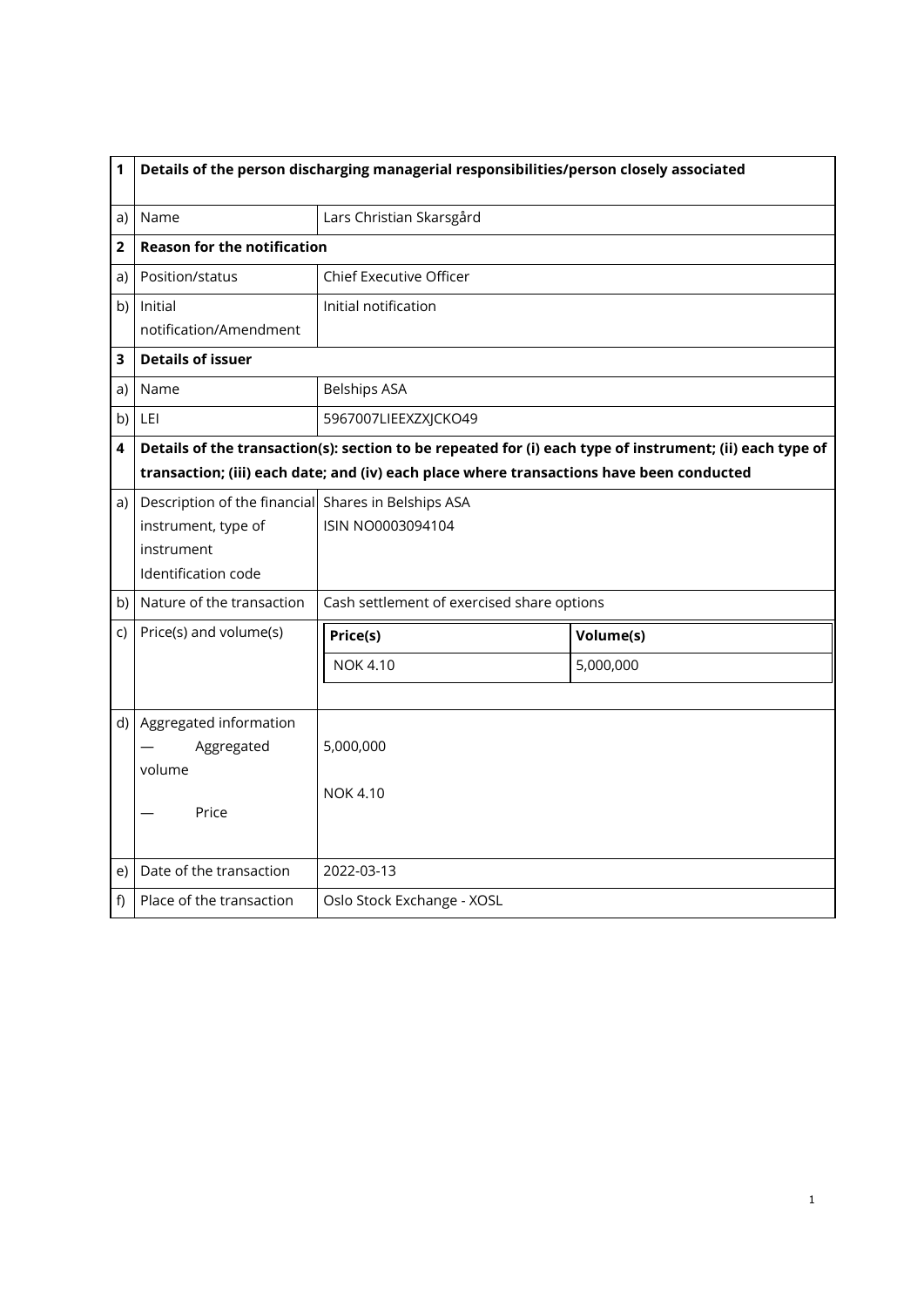| 1 | Details of the person discharging managerial responsibilities/person closely associated | |
|---|---|---|
| a) | Name | Lars Christian Skarsgård |
| **2** | **Reason for the notification** | |
| a) | Position/status | Chief Executive Officer |
| b) | Initial notification/Amendment | Initial notification |
| **3** | **Details of issuer** | |
| a) | Name | Belships ASA |
| b) | LEI | 5967007LIEEXZXJCKO49 |
| **4** | **Details of the transaction(s): section to be repeated for (i) each type of instrument; (ii) each type of transaction; (iii) each date; and (iv) each place where transactions have been conducted** | |
| a) | Description of the financial instrument, type of instrument Identification code | Shares in Belships ASA ISIN NO0003094104 |
| b) | Nature of the transaction | Cash settlement of exercised share options |
| c) | Price(s) and volume(s) | **Price(s):** NOK 4.10 — **Volume(s):** 5,000,000 |
| d) | Aggregated information — Aggregated volume — Price | 5,000,000 NOK 4.10 |
| e) | Date of the transaction | 2022-03-13 |
| f) | Place of the transaction | Oslo Stock Exchange - XOSL |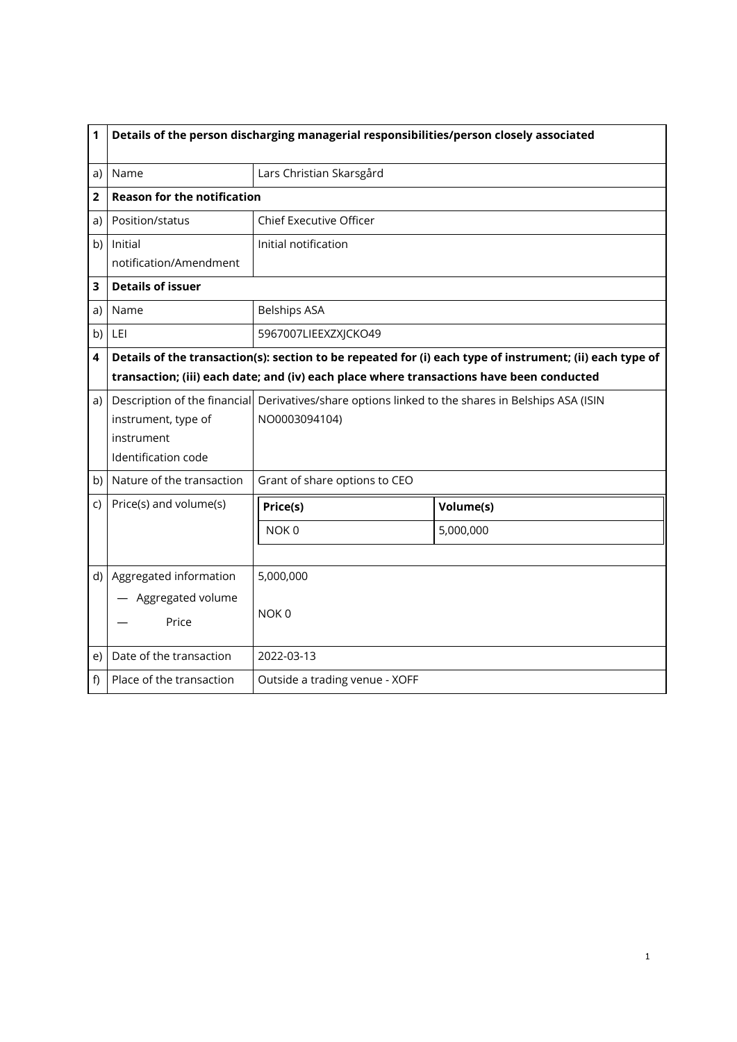| | | | |
|---|---|---|---|
| **1** | **Details of the person discharging managerial responsibilities/person closely associated** | | |
| a) | Name | Lars Christian Skarsgård | |
| **2** | **Reason for the notification** | | |
| a) | Position/status | Chief Executive Officer | |
| b) | Initial notification/Amendment | Initial notification | |
| **3** | **Details of issuer** | | |
| a) | Name | Belships ASA | |
| b) | LEI | 5967007LIEEXZXJCKO49 | |
| **4** | **Details of the transaction(s): section to be repeated for (i) each type of instrument; (ii) each type of transaction; (iii) each date; and (iv) each place where transactions have been conducted** | | |
| a) | Description of the financial instrument, type of instrument<br>Identification code | Derivatives/share options linked to the shares in Belships ASA (ISIN NO0003094104) | |
| b) | Nature of the transaction | Grant of share options to CEO | |
| c) | Price(s) and volume(s) | **Price(s)** | **Volume(s)** |
| | | NOK 0 | 5,000,000 |
| d) | Aggregated information<br>— Aggregated volume<br>— Price | 5,000,000<br>NOK 0 | |
| e) | Date of the transaction | 2022-03-13 | |
| f) | Place of the transaction | Outside a trading venue - XOFF | |